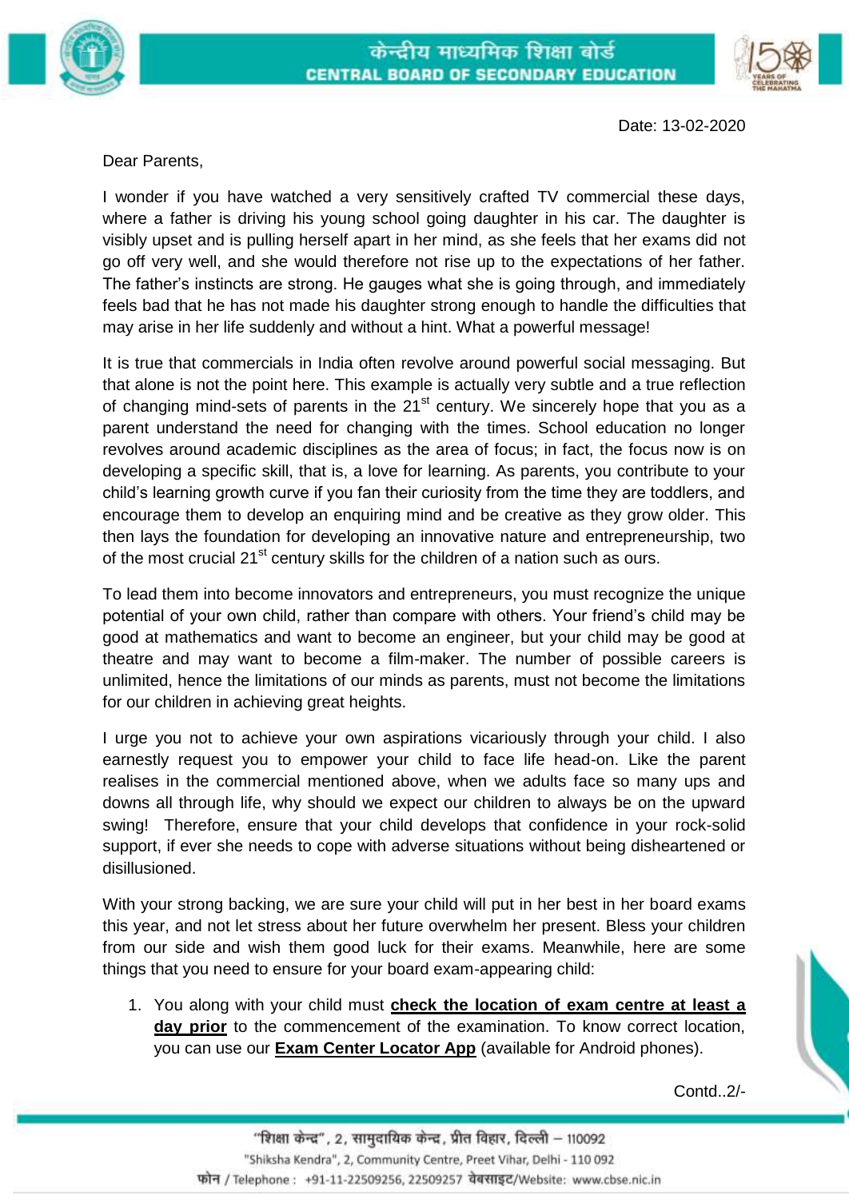Date: 13-02-2020

Dear Parents,

I wonder if you have watched a very sensitively crafted TV commercial these days, where a father is driving his young school going daughter in his car. The daughter is visibly upset and is pulling herself apart in her mind, as she feels that her exams did not go off very well, and she would therefore not rise up to the expectations of her father. The father's instincts are strong. He gauges what she is going through, and immediately feels bad that he has not made his daughter strong enough to handle the difficulties that may arise in her life suddenly and without a hint. What a powerful message!

It is true that commercials in India often revolve around powerful social messaging. But that alone is not the point here. This example is actually very subtle and a true reflection of changing mind-sets of parents in the 21st century. We sincerely hope that you as a parent understand the need for changing with the times. School education no longer revolves around academic disciplines as the area of focus; in fact, the focus now is on developing a specific skill, that is, a love for learning. As parents, you contribute to your child's learning growth curve if you fan their curiosity from the time they are toddlers, and encourage them to develop an enquiring mind and be creative as they grow older. This then lays the foundation for developing an innovative nature and entrepreneurship, two of the most crucial 21st century skills for the children of a nation such as ours.

To lead them into become innovators and entrepreneurs, you must recognize the unique potential of your own child, rather than compare with others. Your friend's child may be good at mathematics and want to become an engineer, but your child may be good at theatre and may want to become a film-maker. The number of possible careers is unlimited, hence the limitations of our minds as parents, must not become the limitations for our children in achieving great heights.

I urge you not to achieve your own aspirations vicariously through your child. I also earnestly request you to empower your child to face life head-on. Like the parent realises in the commercial mentioned above, when we adults face so many ups and downs all through life, why should we expect our children to always be on the upward swing! Therefore, ensure that your child develops that confidence in your rock-solid support, if ever she needs to cope with adverse situations without being disheartened or disillusioned.

With your strong backing, we are sure your child will put in her best in her board exams this year, and not let stress about her future overwhelm her present. Bless your children from our side and wish them good luck for their exams. Meanwhile, here are some things that you need to ensure for your board exam-appearing child:

1. You along with your child must **check the location of exam centre at least a day prior** to the commencement of the examination. To know correct location, you can use our **Exam Center Locator App** (available for Android phones).

Contd..2/-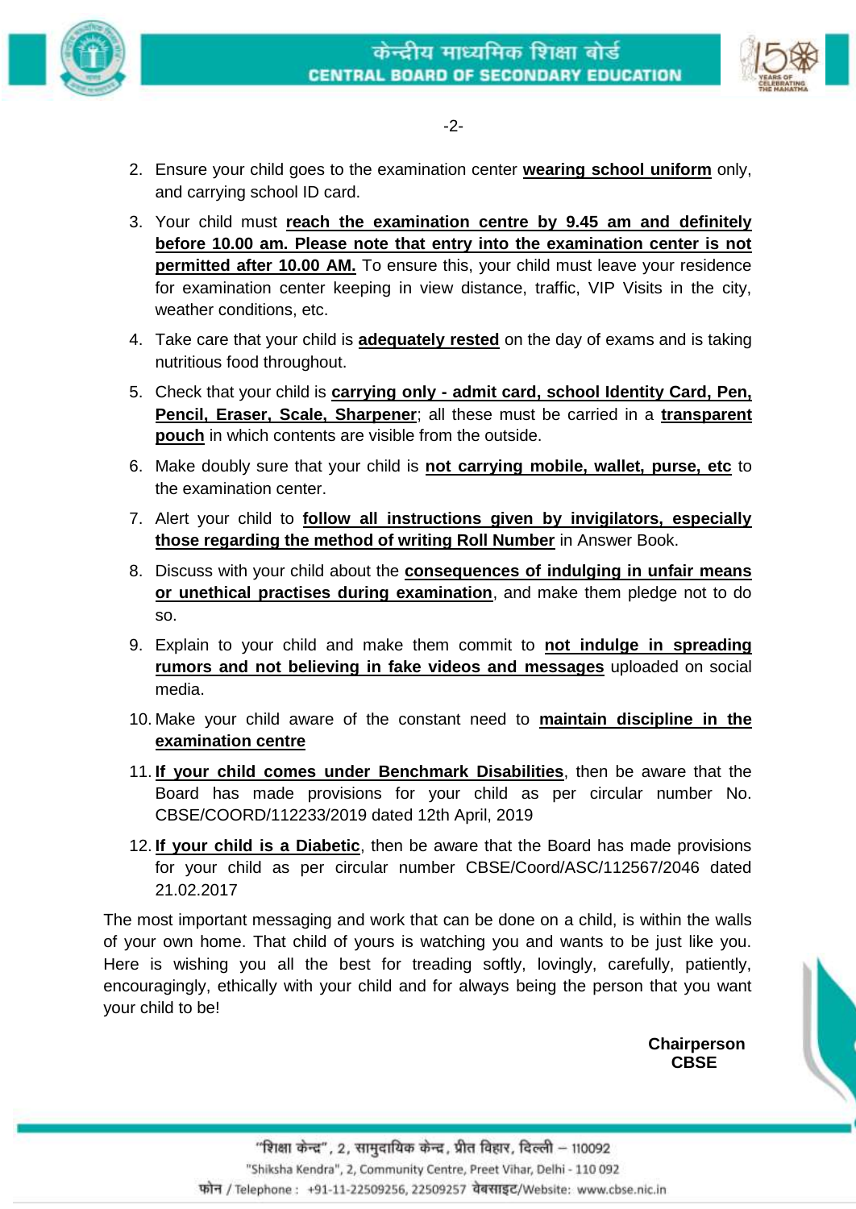2. Ensure your child goes to the examination center **wearing school uniform** only, and carrying school ID card.
3. Your child must **reach the examination centre by 9.45 am and definitely before 10.00 am. Please note that entry into the examination center is not permitted after 10.00 AM.** To ensure this, your child must leave your residence for examination center keeping in view distance, traffic, VIP Visits in the city, weather conditions, etc.
4. Take care that your child is **adequately rested** on the day of exams and is taking nutritious food throughout.
5. Check that your child is **carrying only - admit card, school Identity Card, Pen, Pencil, Eraser, Scale, Sharpener**; all these must be carried in a **transparent pouch** in which contents are visible from the outside.
6. Make doubly sure that your child is **not carrying mobile, wallet, purse, etc** to the examination center.
7. Alert your child to **follow all instructions given by invigilators, especially those regarding the method of writing Roll Number** in Answer Book.
8. Discuss with your child about the **consequences of indulging in unfair means or unethical practises during examination**, and make them pledge not to do so.
9. Explain to your child and make them commit to **not indulge in spreading rumors and not believing in fake videos and messages** uploaded on social media.
10. Make your child aware of the constant need to **maintain discipline in the examination centre**
11. **If your child comes under Benchmark Disabilities**, then be aware that the Board has made provisions for your child as per circular number No. CBSE/COORD/112233/2019 dated 12th April, 2019
12. **If your child is a Diabetic**, then be aware that the Board has made provisions for your child as per circular number CBSE/Coord/ASC/112567/2046 dated 21.02.2017

The most important messaging and work that can be done on a child, is within the walls of your own home. That child of yours is watching you and wants to be just like you. Here is wishing you all the best for treading softly, lovingly, carefully, patiently, encouragingly, ethically with your child and for always being the person that you want your child to be!

**Chairperson**
**CBSE**

"शिक्षा केन्द्र", 2, सामुदायिक केन्द्र, प्रीत विहार, दिल्ली – 110092
"Shiksha Kendra", 2, Community Centre, Preet Vihar, Delhi - 110 092
फोन / Telephone : +91-11-22509256, 22509257 वेबसाइट/Website: www.cbse.nic.in